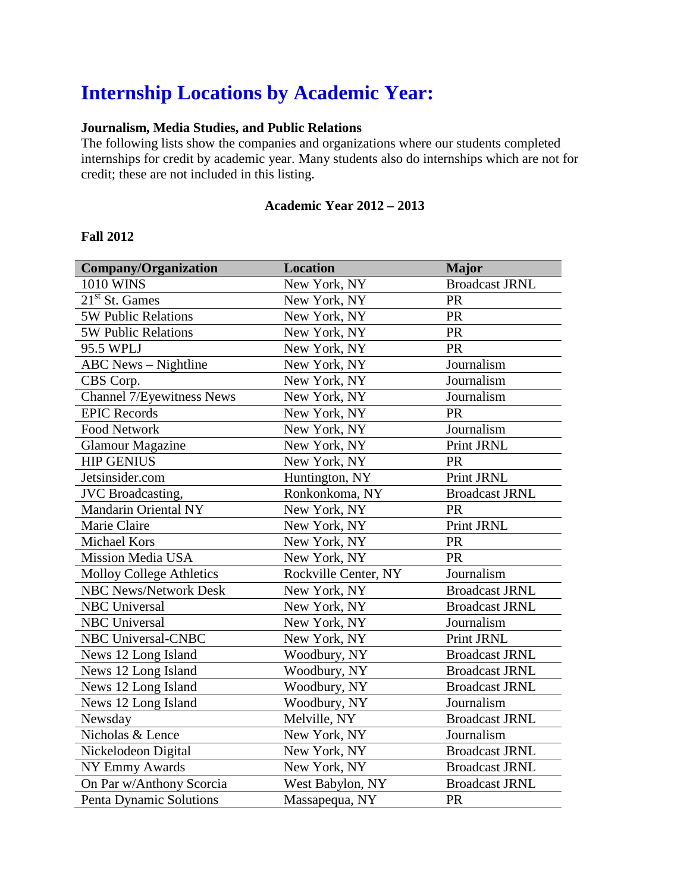# Internship Locations by Academic Year:

**Journalism, Media Studies, and Public Relations**

The following lists show the companies and organizations where our students completed internships for credit by academic year. Many students also do internships which are not for credit; these are not included in this listing.

**Academic Year 2012 – 2013**

**Fall 2012**

| Company/Organization | Location | Major |
|---|---|---|
| 1010 WINS | New York, NY | Broadcast JRNL |
| 21st St. Games | New York, NY | PR |
| 5W Public Relations | New York, NY | PR |
| 5W Public Relations | New York, NY | PR |
| 95.5 WPLJ | New York, NY | PR |
| ABC News – Nightline | New York, NY | Journalism |
| CBS Corp. | New York, NY | Journalism |
| Channel 7/Eyewitness News | New York, NY | Journalism |
| EPIC Records | New York, NY | PR |
| Food Network | New York, NY | Journalism |
| Glamour Magazine | New York, NY | Print JRNL |
| HIP GENIUS | New York, NY | PR |
| Jetsinsider.com | Huntington, NY | Print JRNL |
| JVC Broadcasting, | Ronkonkoma, NY | Broadcast JRNL |
| Mandarin Oriental NY | New York, NY | PR |
| Marie Claire | New York, NY | Print JRNL |
| Michael Kors | New York, NY | PR |
| Mission Media USA | New York, NY | PR |
| Molloy College Athletics | Rockville Center, NY | Journalism |
| NBC News/Network Desk | New York, NY | Broadcast JRNL |
| NBC Universal | New York, NY | Broadcast JRNL |
| NBC Universal | New York, NY | Journalism |
| NBC Universal-CNBC | New York, NY | Print JRNL |
| News 12 Long Island | Woodbury, NY | Broadcast JRNL |
| News 12 Long Island | Woodbury, NY | Broadcast JRNL |
| News 12 Long Island | Woodbury, NY | Broadcast JRNL |
| News 12 Long Island | Woodbury, NY | Journalism |
| Newsday | Melville, NY | Broadcast JRNL |
| Nicholas & Lence | New York, NY | Journalism |
| Nickelodeon Digital | New York, NY | Broadcast JRNL |
| NY Emmy Awards | New York, NY | Broadcast JRNL |
| On Par w/Anthony Scorcia | West Babylon, NY | Broadcast JRNL |
| Penta Dynamic Solutions | Massapequa, NY | PR |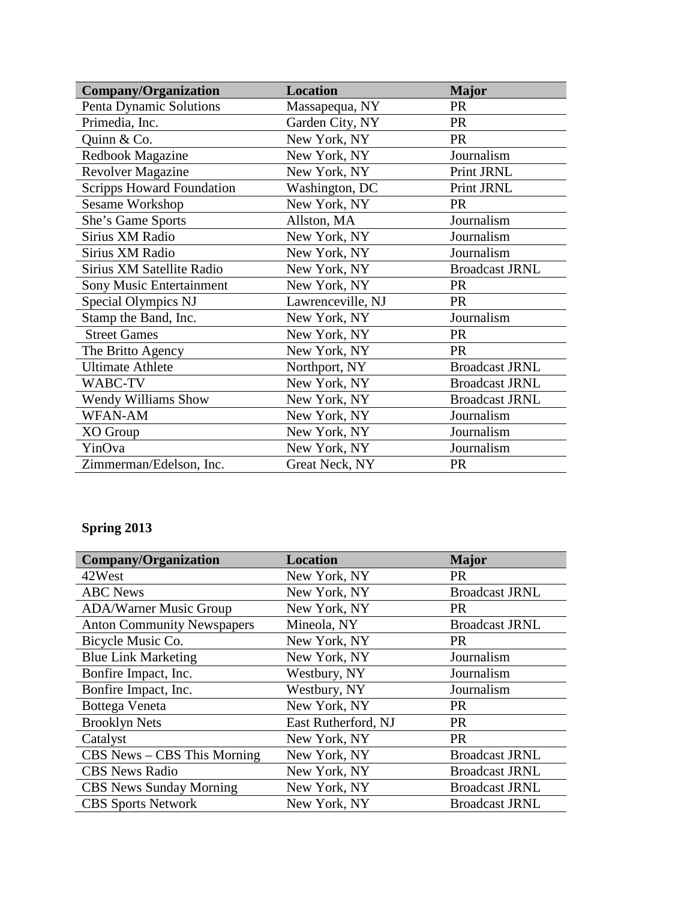| Company/Organization | Location | Major |
| --- | --- | --- |
| Penta Dynamic Solutions | Massapequa, NY | PR |
| Primedia, Inc. | Garden City, NY | PR |
| Quinn & Co. | New York, NY | PR |
| Redbook Magazine | New York, NY | Journalism |
| Revolver Magazine | New York, NY | Print JRNL |
| Scripps Howard Foundation | Washington, DC | Print JRNL |
| Sesame Workshop | New York, NY | PR |
| She's Game Sports | Allston, MA | Journalism |
| Sirius XM Radio | New York, NY | Journalism |
| Sirius XM Radio | New York, NY | Journalism |
| Sirius XM Satellite Radio | New York, NY | Broadcast JRNL |
| Sony Music Entertainment | New York, NY | PR |
| Special Olympics NJ | Lawrenceville, NJ | PR |
| Stamp the Band, Inc. | New York, NY | Journalism |
| Street Games | New York, NY | PR |
| The Britto Agency | New York, NY | PR |
| Ultimate Athlete | Northport, NY | Broadcast JRNL |
| WABC-TV | New York, NY | Broadcast JRNL |
| Wendy Williams Show | New York, NY | Broadcast JRNL |
| WFAN-AM | New York, NY | Journalism |
| XO Group | New York, NY | Journalism |
| YinOva | New York, NY | Journalism |
| Zimmerman/Edelson, Inc. | Great Neck, NY | PR |

**Spring 2013**

| Company/Organization | Location | Major |
| --- | --- | --- |
| 42West | New York, NY | PR |
| ABC News | New York, NY | Broadcast JRNL |
| ADA/Warner Music Group | New York, NY | PR |
| Anton Community Newspapers | Mineola, NY | Broadcast JRNL |
| Bicycle Music Co. | New York, NY | PR |
| Blue Link Marketing | New York, NY | Journalism |
| Bonfire Impact, Inc. | Westbury, NY | Journalism |
| Bonfire Impact, Inc. | Westbury, NY | Journalism |
| Bottega Veneta | New York, NY | PR |
| Brooklyn Nets | East Rutherford, NJ | PR |
| Catalyst | New York, NY | PR |
| CBS News – CBS This Morning | New York, NY | Broadcast JRNL |
| CBS News Radio | New York, NY | Broadcast JRNL |
| CBS News Sunday Morning | New York, NY | Broadcast JRNL |
| CBS Sports Network | New York, NY | Broadcast JRNL |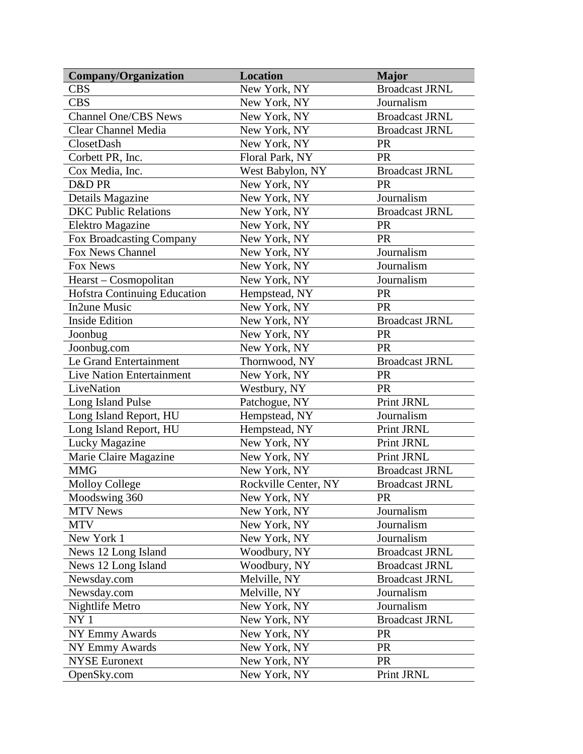| Company/Organization | Location | Major |
|---|---|---|
| CBS | New York, NY | Broadcast JRNL |
| CBS | New York, NY | Journalism |
| Channel One/CBS News | New York, NY | Broadcast JRNL |
| Clear Channel Media | New York, NY | Broadcast JRNL |
| ClosetDash | New York, NY | PR |
| Corbett PR, Inc. | Floral Park, NY | PR |
| Cox Media, Inc. | West Babylon, NY | Broadcast JRNL |
| D&D PR | New York, NY | PR |
| Details Magazine | New York, NY | Journalism |
| DKC Public Relations | New York, NY | Broadcast JRNL |
| Elektro Magazine | New York, NY | PR |
| Fox Broadcasting Company | New York, NY | PR |
| Fox News Channel | New York, NY | Journalism |
| Fox News | New York, NY | Journalism |
| Hearst – Cosmopolitan | New York, NY | Journalism |
| Hofstra Continuing Education | Hempstead, NY | PR |
| In2une Music | New York, NY | PR |
| Inside Edition | New York, NY | Broadcast JRNL |
| Joonbug | New York, NY | PR |
| Joonbug.com | New York, NY | PR |
| Le Grand Entertainment | Thornwood, NY | Broadcast JRNL |
| Live Nation Entertainment | New York, NY | PR |
| LiveNation | Westbury, NY | PR |
| Long Island Pulse | Patchogue, NY | Print JRNL |
| Long Island Report, HU | Hempstead, NY | Journalism |
| Long Island Report, HU | Hempstead, NY | Print JRNL |
| Lucky Magazine | New York, NY | Print JRNL |
| Marie Claire Magazine | New York, NY | Print JRNL |
| MMG | New York, NY | Broadcast JRNL |
| Molloy College | Rockville Center, NY | Broadcast JRNL |
| Moodswing 360 | New York, NY | PR |
| MTV News | New York, NY | Journalism |
| MTV | New York, NY | Journalism |
| New York 1 | New York, NY | Journalism |
| News 12 Long Island | Woodbury, NY | Broadcast JRNL |
| News 12 Long Island | Woodbury, NY | Broadcast JRNL |
| Newsday.com | Melville, NY | Broadcast JRNL |
| Newsday.com | Melville, NY | Journalism |
| Nightlife Metro | New York, NY | Journalism |
| NY 1 | New York, NY | Broadcast JRNL |
| NY Emmy Awards | New York, NY | PR |
| NY Emmy Awards | New York, NY | PR |
| NYSE Euronext | New York, NY | PR |
| OpenSky.com | New York, NY | Print JRNL |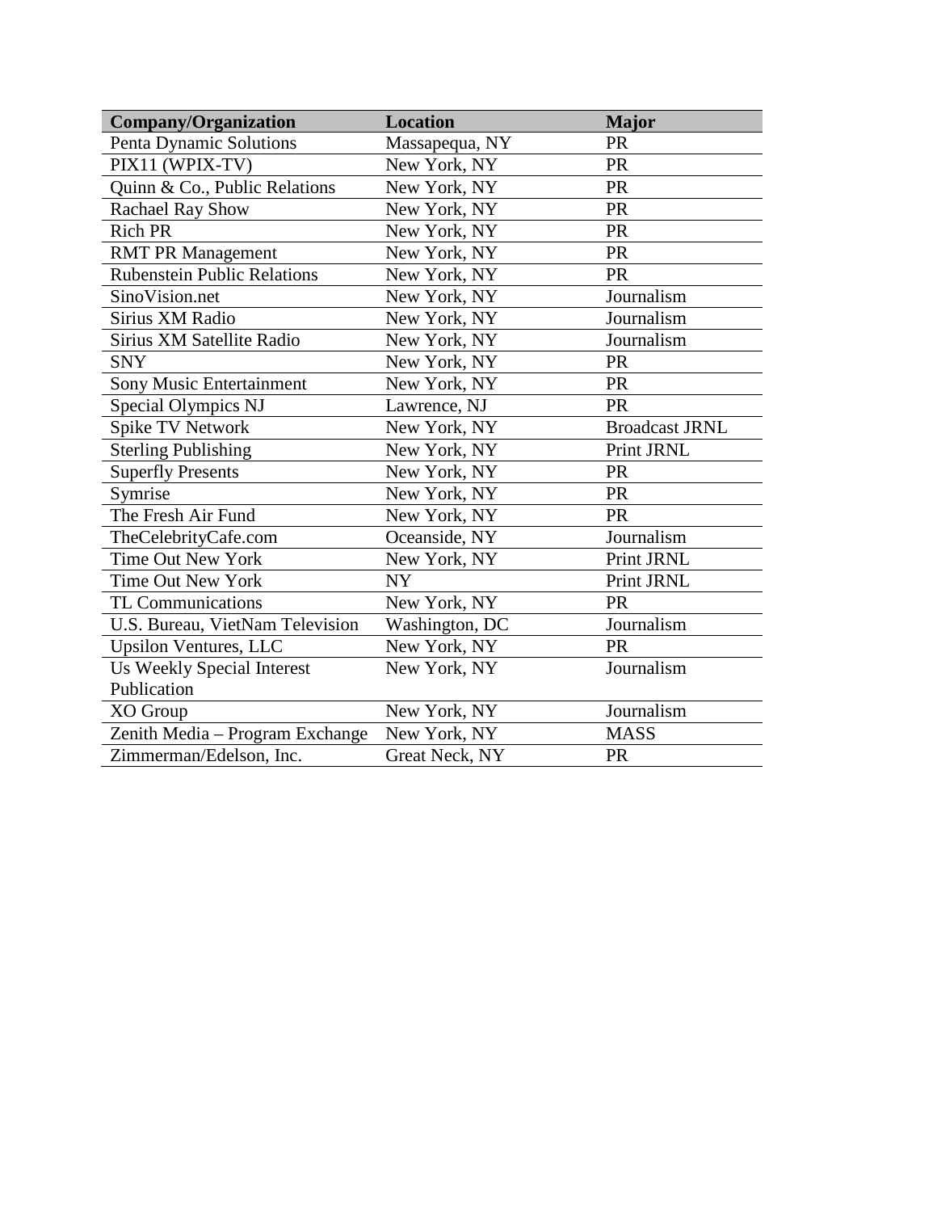| Company/Organization | Location | Major |
|---|---|---|
| Penta Dynamic Solutions | Massapequa, NY | PR |
| PIX11 (WPIX-TV) | New York, NY | PR |
| Quinn & Co., Public Relations | New York, NY | PR |
| Rachael Ray Show | New York, NY | PR |
| Rich PR | New York, NY | PR |
| RMT PR Management | New York, NY | PR |
| Rubenstein Public Relations | New York, NY | PR |
| SinoVision.net | New York, NY | Journalism |
| Sirius XM Radio | New York, NY | Journalism |
| Sirius XM Satellite Radio | New York, NY | Journalism |
| SNY | New York, NY | PR |
| Sony Music Entertainment | New York, NY | PR |
| Special Olympics NJ | Lawrence, NJ | PR |
| Spike TV Network | New York, NY | Broadcast JRNL |
| Sterling Publishing | New York, NY | Print JRNL |
| Superfly Presents | New York, NY | PR |
| Symrise | New York, NY | PR |
| The Fresh Air Fund | New York, NY | PR |
| TheCelebrityCafe.com | Oceanside, NY | Journalism |
| Time Out New York | New York, NY | Print JRNL |
| Time Out New York | NY | Print JRNL |
| TL Communications | New York, NY | PR |
| U.S. Bureau, VietNam Television | Washington, DC | Journalism |
| Upsilon Ventures, LLC | New York, NY | PR |
| Us Weekly Special Interest Publication | New York, NY | Journalism |
| XO Group | New York, NY | Journalism |
| Zenith Media – Program Exchange | New York, NY | MASS |
| Zimmerman/Edelson, Inc. | Great Neck, NY | PR |